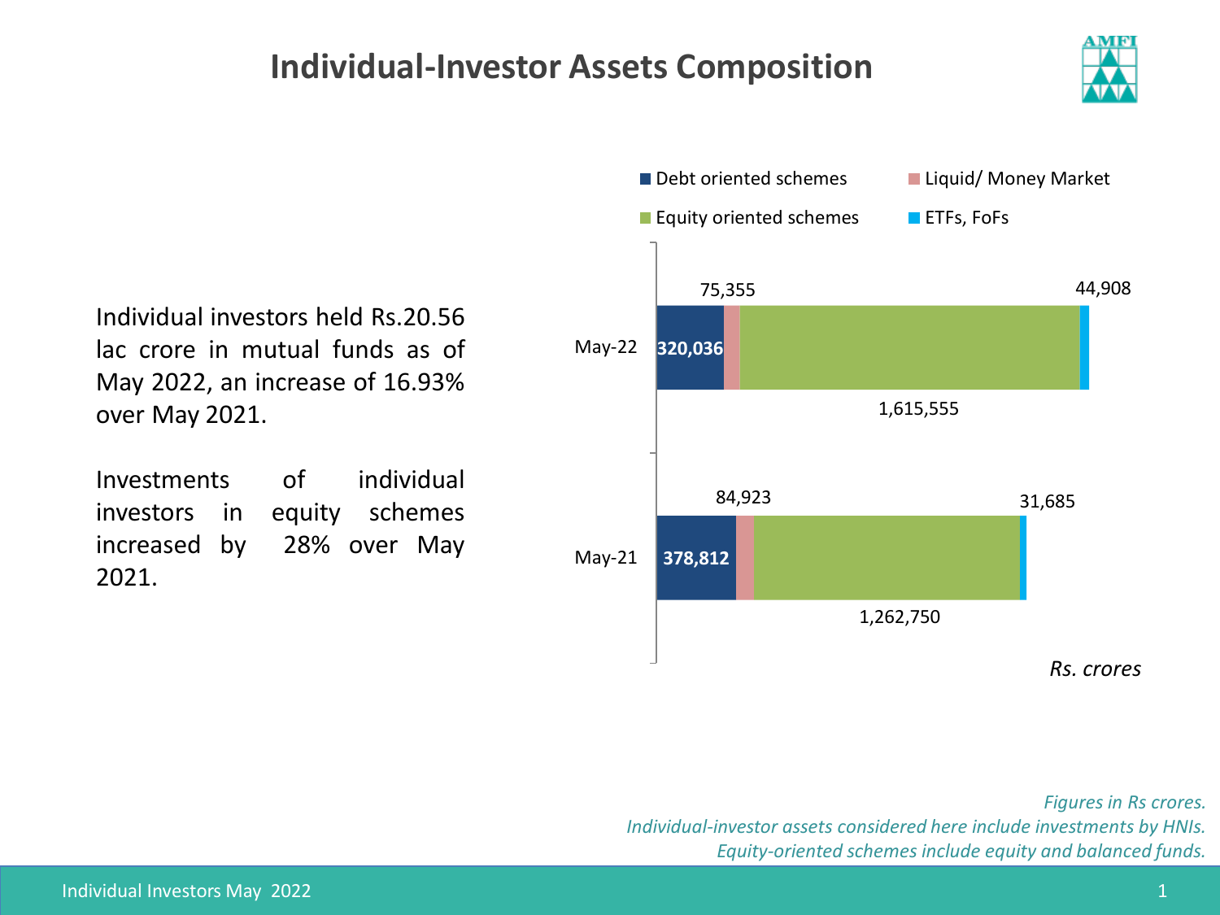# Individual-Investor Assets Composition

Individual investors held Rs.20.56 lac crore in mutual funds as of May 2022, an increase of 16.93% over May 2021.

Investments of individual investors in equity schemes increased by 28% over May 2021.

| | Debt oriented schemes | Liquid/ Money Market | Equity oriented schemes | ETFs, FoFs |
|---|---|---|---|---|
| May-22 | 320,036 | 75,355 | 1,615,555 | 44,908 |
| May-21 | 378,812 | 84,923 | 1,262,750 | 31,685 |

*Rs. crores*

*Figures in Rs crores.*
*Individual-investor assets considered here include investments by HNIs.*
*Equity-oriented schemes include equity and balanced funds.*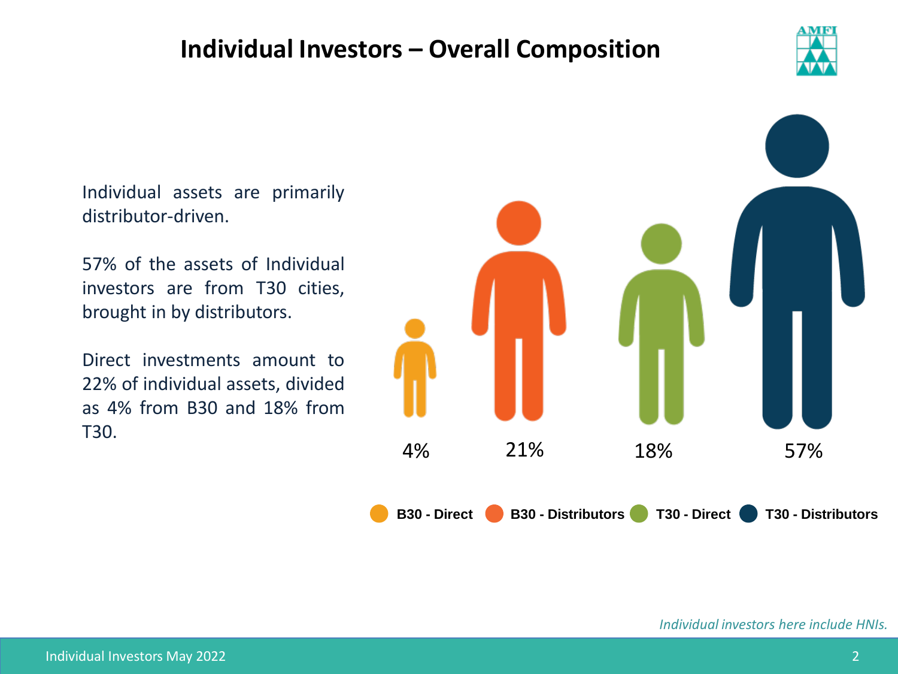# Individual Investors – Overall Composition

Individual assets are primarily distributor-driven.

57% of the assets of Individual investors are from T30 cities, brought in by distributors.

Direct investments amount to 22% of individual assets, divided as 4% from B30 and 18% from T30.

| B30 - Direct | B30 - Distributors | T30 - Direct | T30 - Distributors |
|---|---|---|---|
| 4% | 21% | 18% | 57% |

*Individual investors here include HNIs.*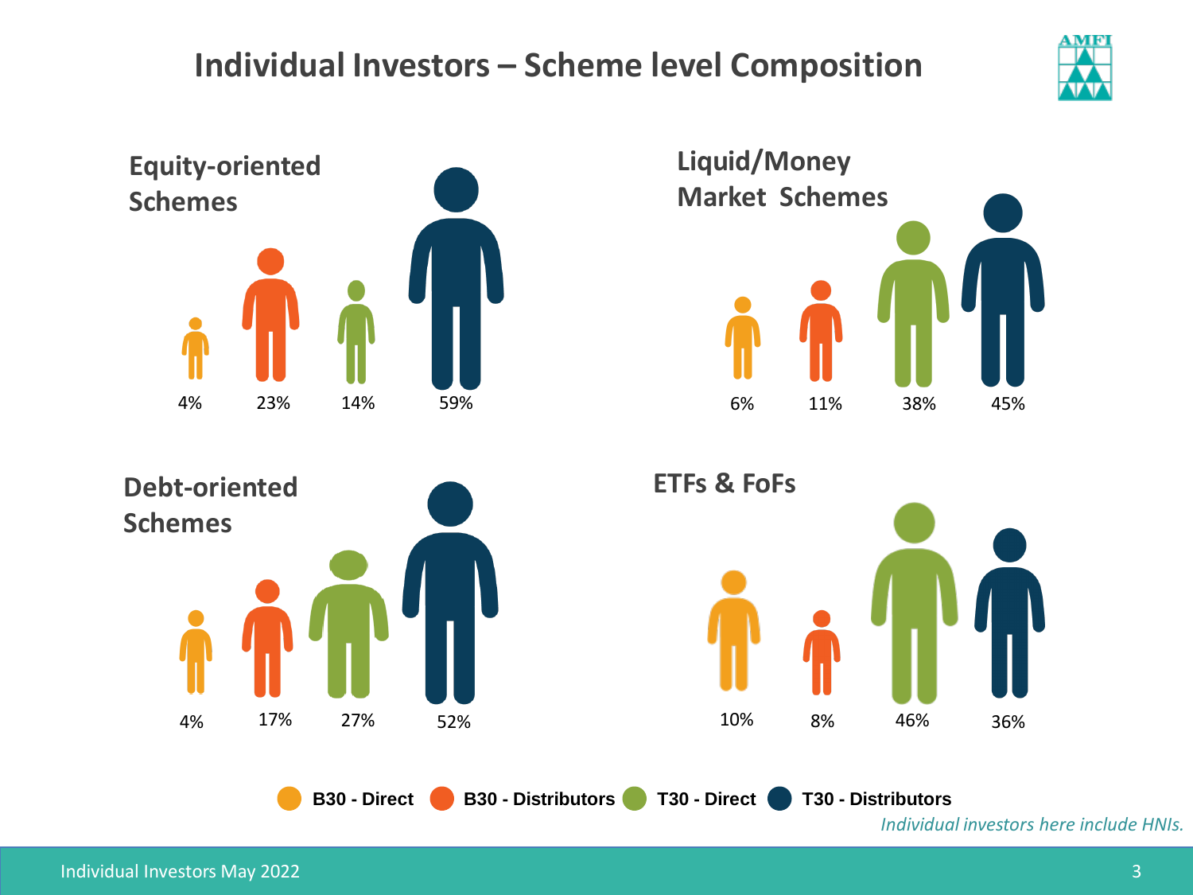# Individual Investors – Scheme level Composition

## Equity-oriented Schemes

4%
23%
14%
59%

## Liquid/Money Market Schemes

6%
11%
38%
45%

## Debt-oriented Schemes

4%
17%
27%
52%

## ETFs & FoFs

10%
8%
46%
36%

B30 - Direct
B30 - Distributors
T30 - Direct
T30 - Distributors

*Individual investors here include HNIs.*